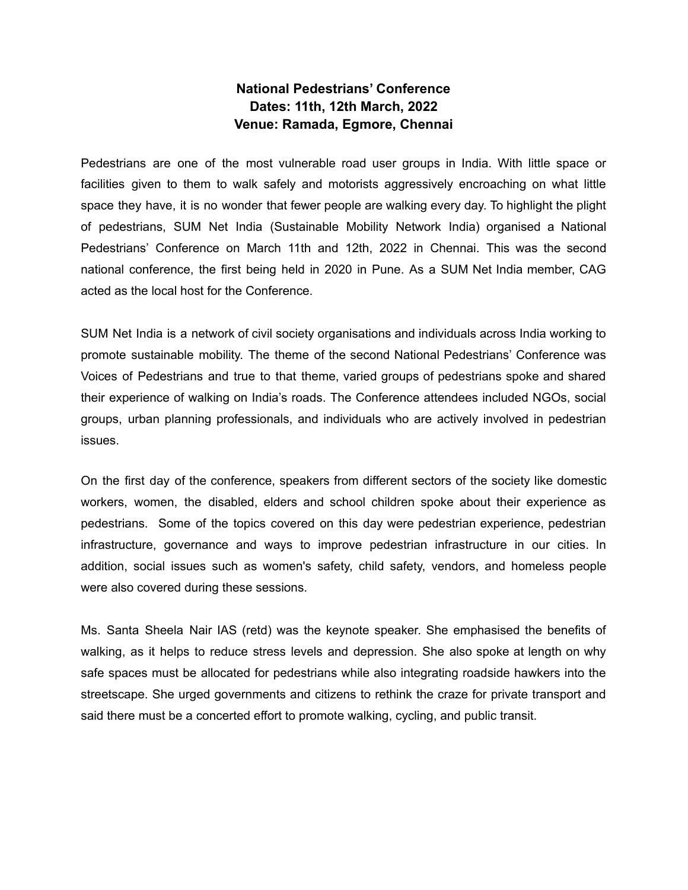# National Pedestrians' Conference
**Dates: 11th, 12th March, 2022**
**Venue: Ramada, Egmore, Chennai**

Pedestrians are one of the most vulnerable road user groups in India. With little space or facilities given to them to walk safely and motorists aggressively encroaching on what little space they have, it is no wonder that fewer people are walking every day. To highlight the plight of pedestrians, SUM Net India (Sustainable Mobility Network India) organised a National Pedestrians' Conference on March 11th and 12th, 2022 in Chennai. This was the second national conference, the first being held in 2020 in Pune. As a SUM Net India member, CAG acted as the local host for the Conference.

SUM Net India is a network of civil society organisations and individuals across India working to promote sustainable mobility. The theme of the second National Pedestrians' Conference was Voices of Pedestrians and true to that theme, varied groups of pedestrians spoke and shared their experience of walking on India's roads. The Conference attendees included NGOs, social groups, urban planning professionals, and individuals who are actively involved in pedestrian issues.

On the first day of the conference, speakers from different sectors of the society like domestic workers, women, the disabled, elders and school children spoke about their experience as pedestrians. Some of the topics covered on this day were pedestrian experience, pedestrian infrastructure, governance and ways to improve pedestrian infrastructure in our cities. In addition, social issues such as women's safety, child safety, vendors, and homeless people were also covered during these sessions.

Ms. Santa Sheela Nair IAS (retd) was the keynote speaker. She emphasised the benefits of walking, as it helps to reduce stress levels and depression. She also spoke at length on why safe spaces must be allocated for pedestrians while also integrating roadside hawkers into the streetscape. She urged governments and citizens to rethink the craze for private transport and said there must be a concerted effort to promote walking, cycling, and public transit.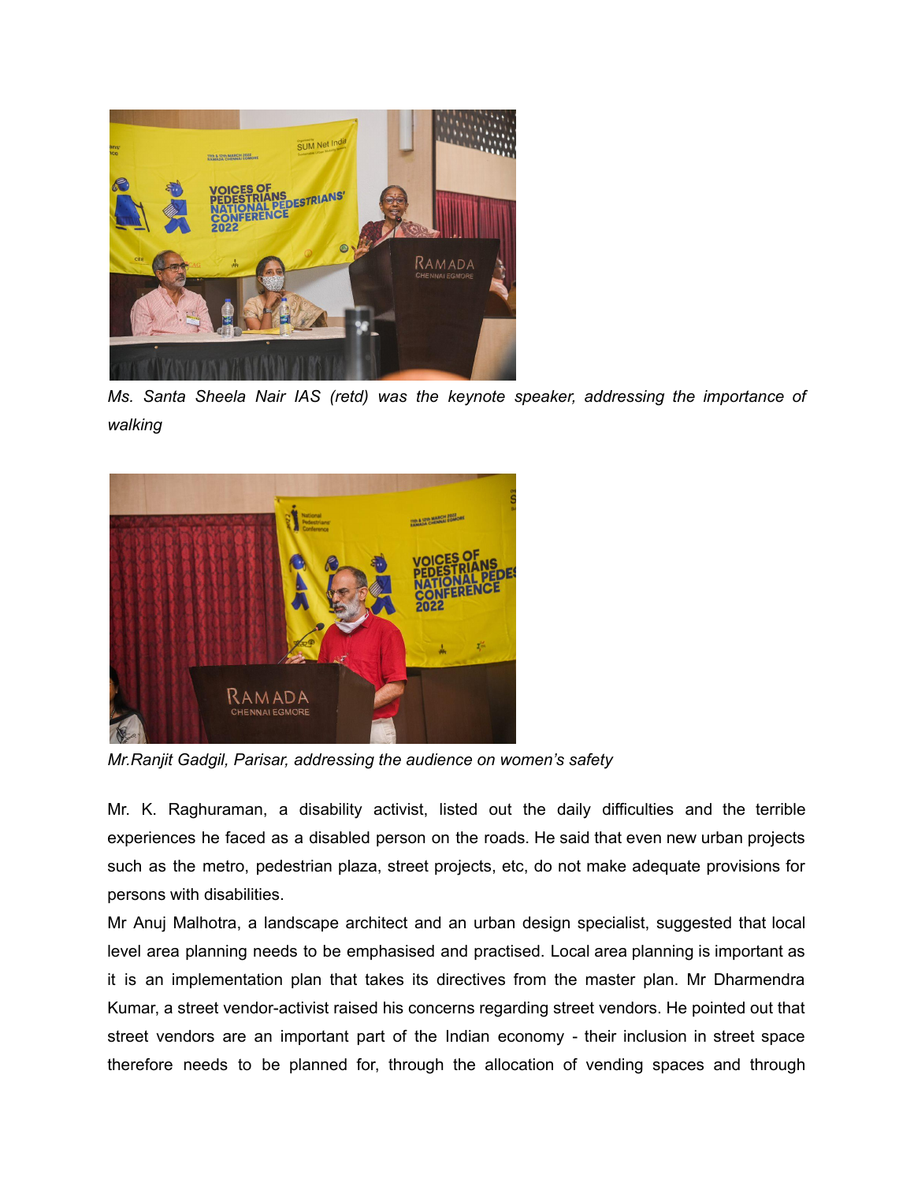*Ms. Santa Sheela Nair IAS (retd) was the keynote speaker, addressing the importance of walking*

*Mr.Ranjit Gadgil, Parisar, addressing the audience on women's safety*

Mr. K. Raghuraman, a disability activist, listed out the daily difficulties and the terrible experiences he faced as a disabled person on the roads. He said that even new urban projects such as the metro, pedestrian plaza, street projects, etc, do not make adequate provisions for persons with disabilities.

Mr Anuj Malhotra, a landscape architect and an urban design specialist, suggested that local level area planning needs to be emphasised and practised. Local area planning is important as it is an implementation plan that takes its directives from the master plan. Mr Dharmendra Kumar, a street vendor-activist raised his concerns regarding street vendors. He pointed out that street vendors are an important part of the Indian economy - their inclusion in street space therefore needs to be planned for, through the allocation of vending spaces and through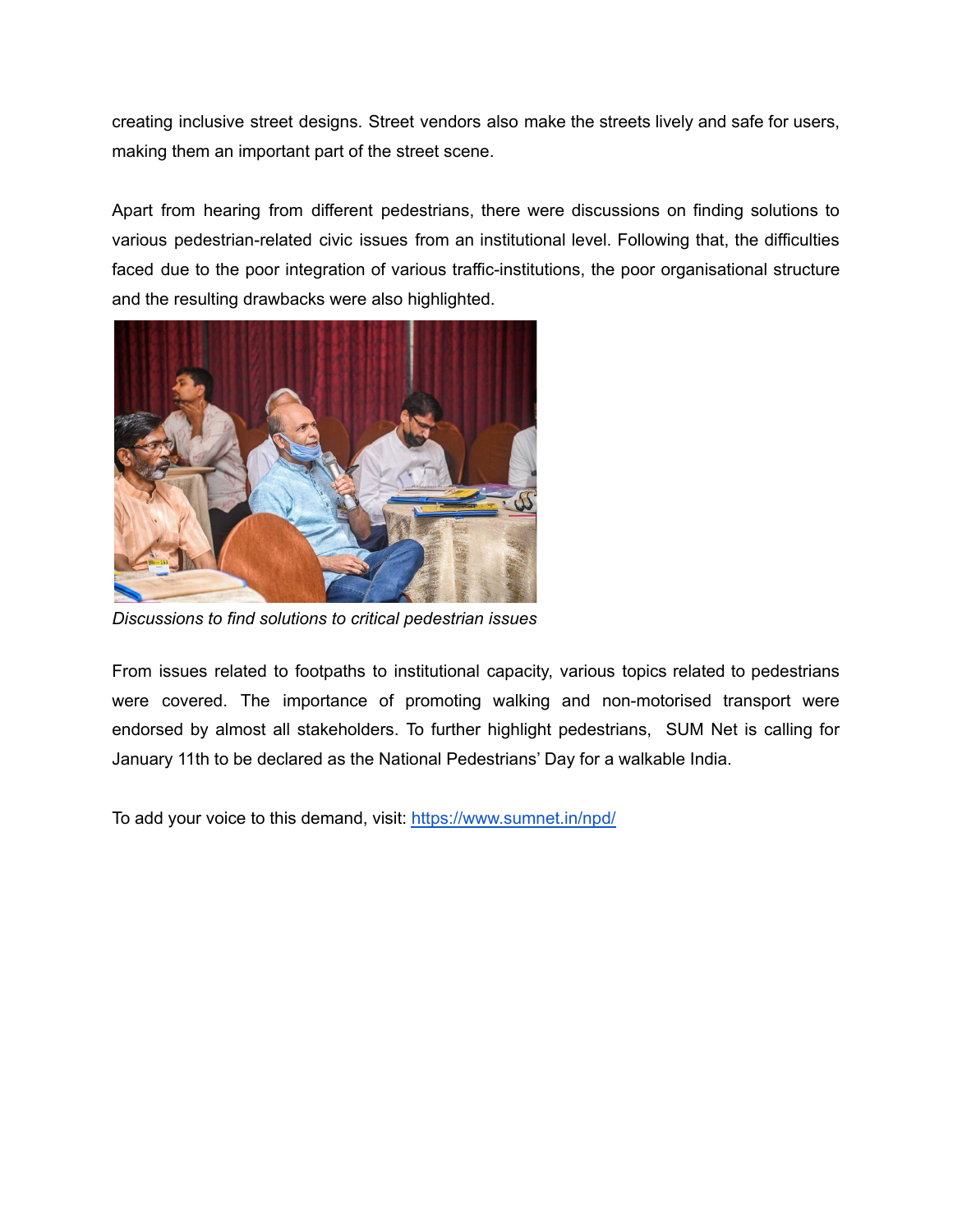creating inclusive street designs. Street vendors also make the streets lively and safe for users, making them an important part of the street scene.

Apart from hearing from different pedestrians, there were discussions on finding solutions to various pedestrian-related civic issues from an institutional level. Following that, the difficulties faced due to the poor integration of various traffic-institutions, the poor organisational structure and the resulting drawbacks were also highlighted.

*Discussions to find solutions to critical pedestrian issues*

From issues related to footpaths to institutional capacity, various topics related to pedestrians were covered. The importance of promoting walking and non-motorised transport were endorsed by almost all stakeholders. To further highlight pedestrians, SUM Net is calling for January 11th to be declared as the National Pedestrians' Day for a walkable India.

To add your voice to this demand, visit: [https://www.sumnet.in/npd/](https://www.sumnet.in/npd/)